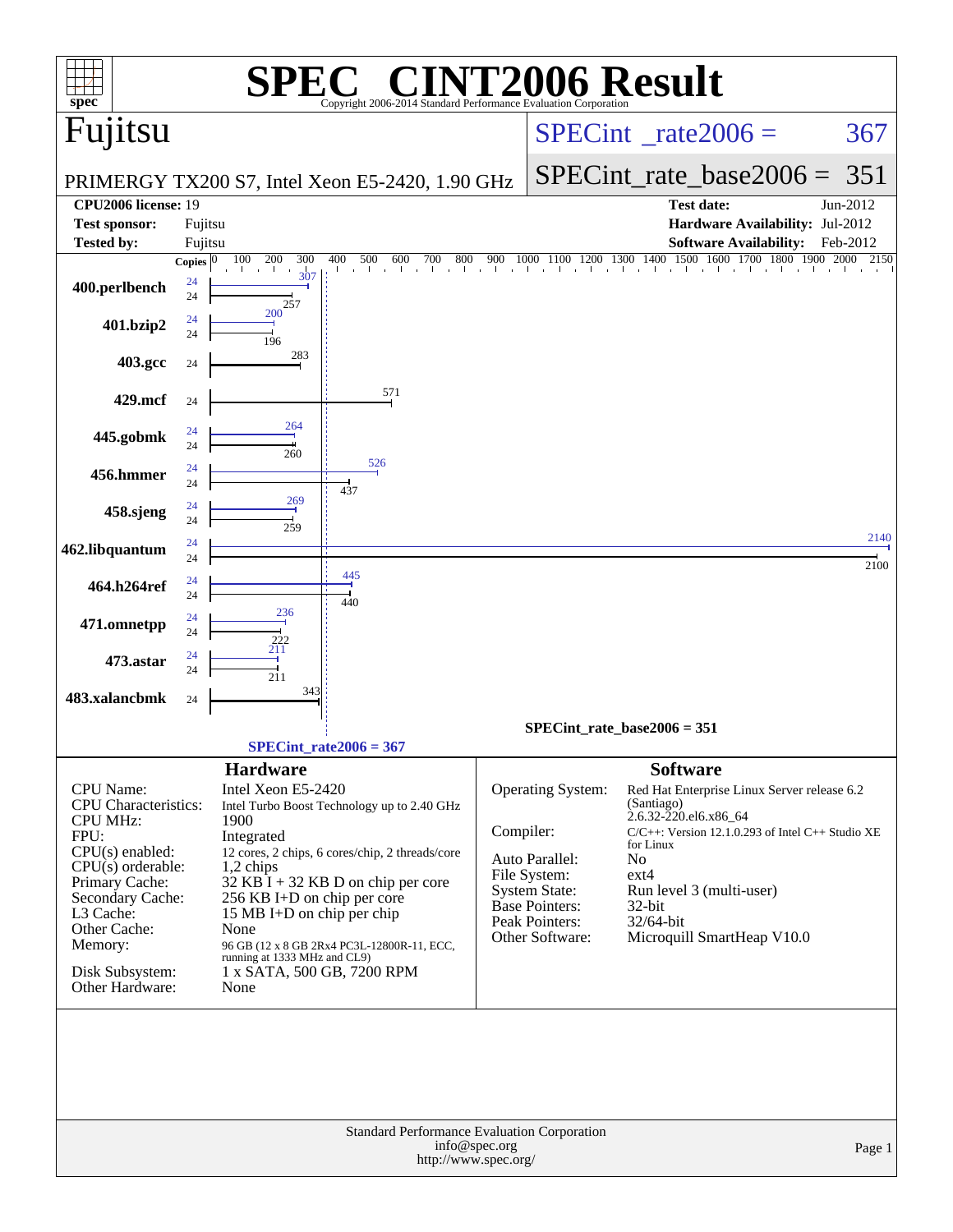# SPEC CINT2006 Result

Copyright 2006-2014 Standard Performance Evaluation Corporation

## Fujitsu

PRIMERGY TX200 S7, Intel Xeon E5-2420, 1.90 GHz

SPECint_rate2006 = 367

SPECint_rate_base2006 = 351

| | | | |
|---|---|---|---|
| **CPU2006 license:** | 19 | **Test date:** | Jun-2012 |
| **Test sponsor:** | Fujitsu | **Hardware Availability:** | Jul-2012 |
| **Tested by:** | Fujitsu | **Software Availability:** | Feb-2012 |

| Benchmark | Copies (peak) | Peak | Copies (base) | Base |
|---|---|---|---|---|
| 400.perlbench | 24 | 307 | 24 | 257 |
| 401.bzip2 | 24 | 200 | 24 | 196 |
| 403.gcc | | | 24 | 283 |
| 429.mcf | | | 24 | 571 |
| 445.gobmk | 24 | 264 | 24 | 260 |
| 456.hmmer | 24 | 526 | 24 | 437 |
| 458.sjeng | 24 | 269 | 24 | 259 |
| 462.libquantum | 24 | 2140 | 24 | 2100 |
| 464.h264ref | 24 | 445 | 24 | 440 |
| 471.omnetpp | 24 | 236 | 24 | 222 |
| 473.astar | 24 | 211 | 24 | 211 |
| 483.xalancbmk | | | 24 | 343 |

SPECint_rate_base2006 = 351

SPECint_rate2006 = 367

### Hardware

| | |
|---|---|
| CPU Name: | Intel Xeon E5-2420 |
| CPU Characteristics: | Intel Turbo Boost Technology up to 2.40 GHz |
| CPU MHz: | 1900 |
| FPU: | Integrated |
| CPU(s) enabled: | 12 cores, 2 chips, 6 cores/chip, 2 threads/core |
| CPU(s) orderable: | 1,2 chips |
| Primary Cache: | 32 KB I + 32 KB D on chip per core |
| Secondary Cache: | 256 KB I+D on chip per core |
| L3 Cache: | 15 MB I+D on chip per chip |
| Other Cache: | None |
| Memory: | 96 GB (12 x 8 GB 2Rx4 PC3L-12800R-11, ECC, running at 1333 MHz and CL9) |
| Disk Subsystem: | 1 x SATA, 500 GB, 7200 RPM |
| Other Hardware: | None |

### Software

| | |
|---|---|
| Operating System: | Red Hat Enterprise Linux Server release 6.2 (Santiago) 2.6.32-220.el6.x86_64 |
| Compiler: | C/C++: Version 12.1.0.293 of Intel C++ Studio XE for Linux |
| Auto Parallel: | No |
| File System: | ext4 |
| System State: | Run level 3 (multi-user) |
| Base Pointers: | 32-bit |
| Peak Pointers: | 32/64-bit |
| Other Software: | Microquill SmartHeap V10.0 |

Standard Performance Evaluation Corporation
info@spec.org
http://www.spec.org/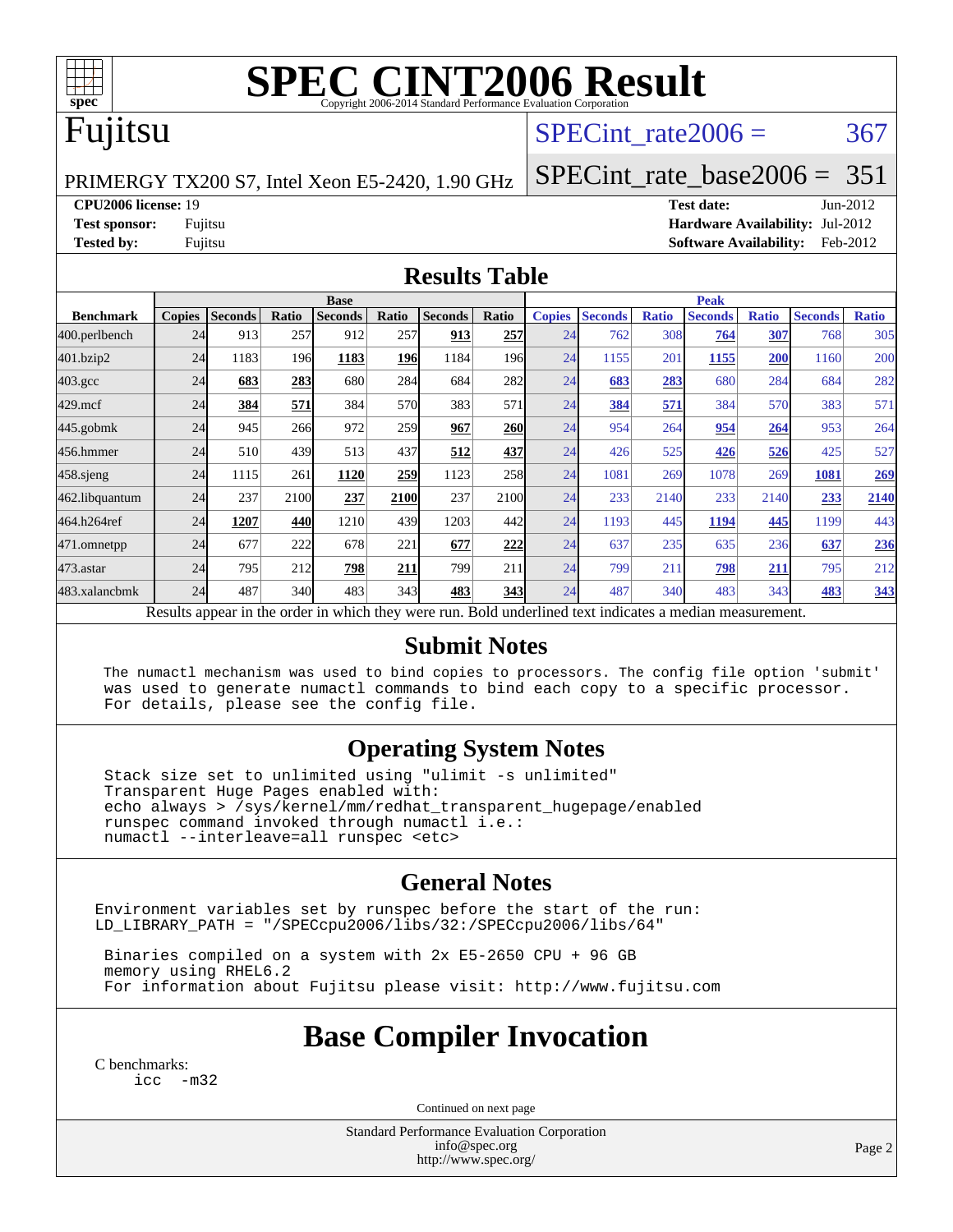# SPEC CINT2006 Result

Copyright 2006-2014 Standard Performance Evaluation Corporation

## Fujitsu

PRIMERGY TX200 S7, Intel Xeon E5-2420, 1.90 GHz

SPECint_rate2006 = 367

SPECint_rate_base2006 = 351

**CPU2006 license:** 19
**Test sponsor:** Fujitsu
**Tested by:** Fujitsu

**Test date:** Jun-2012
**Hardware Availability:** Jul-2012
**Software Availability:** Feb-2012

## Results Table

| Benchmark | Base | | | | | | | Peak | | | | | | |
|---|---|---|---|---|---|---|---|---|---|---|---|---|---|---|
| | Copies | Seconds | Ratio | Seconds | Ratio | Seconds | Ratio | Copies | Seconds | Ratio | Seconds | Ratio | Seconds | Ratio |
| 400.perlbench | 24 | 913 | 257 | 912 | 257 | **913** | **257** | 24 | 762 | 308 | **764** | **307** | 768 | 305 |
| 401.bzip2 | 24 | 1183 | 196 | **1183** | **196** | 1184 | 196 | 24 | 1155 | 201 | **1155** | **200** | 1160 | 200 |
| 403.gcc | 24 | **683** | **283** | 680 | 284 | 684 | 282 | 24 | **683** | **283** | 680 | 284 | 684 | 282 |
| 429.mcf | 24 | **384** | **571** | 384 | 570 | 383 | 571 | 24 | **384** | **571** | 384 | 570 | 383 | 571 |
| 445.gobmk | 24 | 945 | 266 | 972 | 259 | **967** | **260** | 24 | 954 | 264 | **954** | **264** | 953 | 264 |
| 456.hmmer | 24 | 510 | 439 | 513 | 437 | **512** | **437** | 24 | 426 | 525 | **426** | **526** | 425 | 527 |
| 458.sjeng | 24 | 1115 | 261 | **1120** | **259** | 1123 | 258 | 24 | 1081 | 269 | 1078 | 269 | **1081** | **269** |
| 462.libquantum | 24 | 237 | 2100 | **237** | **2100** | 237 | 2100 | 24 | 233 | 2140 | 233 | 2140 | **233** | **2140** |
| 464.h264ref | 24 | **1207** | **440** | 1210 | 439 | 1203 | 442 | 24 | 1193 | 445 | **1194** | **445** | 1199 | 443 |
| 471.omnetpp | 24 | 677 | 222 | 678 | 221 | **677** | **222** | 24 | 637 | 235 | 635 | 236 | **637** | **236** |
| 473.astar | 24 | 795 | 212 | **798** | **211** | 799 | 211 | 24 | 799 | 211 | **798** | **211** | 795 | 212 |
| 483.xalancbmk | 24 | 487 | 340 | 483 | 343 | **483** | **343** | 24 | 487 | 340 | 483 | 343 | **483** | **343** |

Results appear in the order in which they were run. Bold underlined text indicates a median measurement.

## Submit Notes

```
The numactl mechanism was used to bind copies to processors. The config file option 'submit'
was used to generate numactl commands to bind each copy to a specific processor.
For details, please see the config file.
```

## Operating System Notes

```
Stack size set to unlimited using "ulimit -s unlimited"
Transparent Huge Pages enabled with:
echo always > /sys/kernel/mm/redhat_transparent_hugepage/enabled
runspec command invoked through numactl i.e.:
numactl --interleave=all runspec <etc>
```

## General Notes

```
Environment variables set by runspec before the start of the run:
LD_LIBRARY_PATH = "/SPECcpu2006/libs/32:/SPECcpu2006/libs/64"

 Binaries compiled on a system with 2x E5-2650 CPU + 96 GB
 memory using RHEL6.2
 For information about Fujitsu please visit: http://www.fujitsu.com
```

## Base Compiler Invocation

C benchmarks:
```
icc  -m32
```

Continued on next page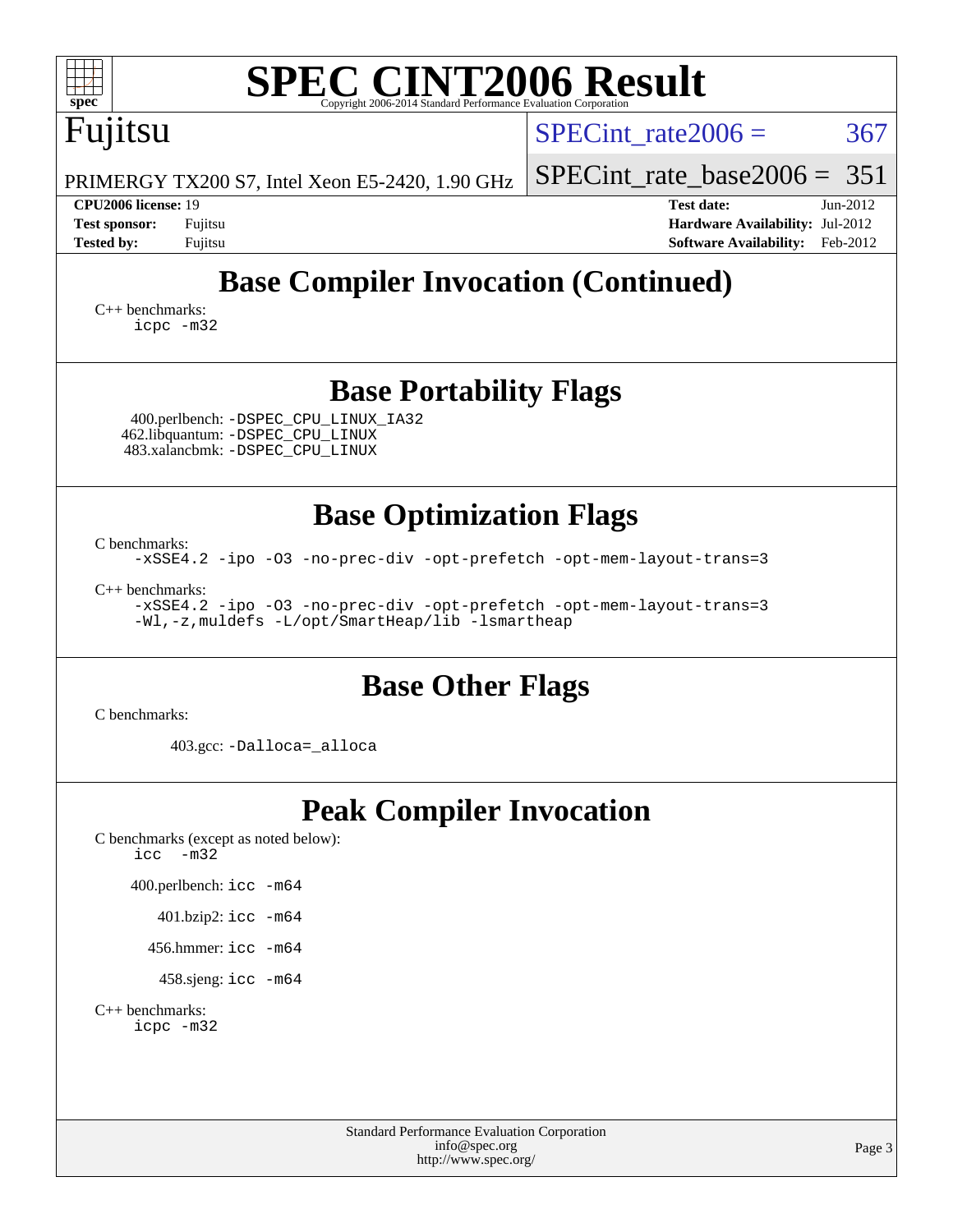# SPEC CINT2006 Result

Copyright 2006-2014 Standard Performance Evaluation Corporation

**Fujitsu**

PRIMERGY TX200 S7, Intel Xeon E5-2420, 1.90 GHz

SPECint_rate2006 = 367

SPECint_rate_base2006 = 351

| | | | |
|---|---|---|---|
| **CPU2006 license:** 19 | | **Test date:** | Jun-2012 |
| **Test sponsor:** | Fujitsu | **Hardware Availability:** | Jul-2012 |
| **Tested by:** | Fujitsu | **Software Availability:** | Feb-2012 |

## Base Compiler Invocation (Continued)

C++ benchmarks:
```
icpc -m32
```

## Base Portability Flags

400.perlbench: `-DSPEC_CPU_LINUX_IA32`
462.libquantum: `-DSPEC_CPU_LINUX`
483.xalancbmk: `-DSPEC_CPU_LINUX`

## Base Optimization Flags

C benchmarks:
```
-xSSE4.2 -ipo -O3 -no-prec-div -opt-prefetch -opt-mem-layout-trans=3
```

C++ benchmarks:
```
-xSSE4.2 -ipo -O3 -no-prec-div -opt-prefetch -opt-mem-layout-trans=3
-Wl,-z,muldefs -L/opt/SmartHeap/lib -lsmartheap
```

## Base Other Flags

C benchmarks:

403.gcc: `-Dalloca=_alloca`

## Peak Compiler Invocation

C benchmarks (except as noted below):
```
icc -m32
```

400.perlbench: `icc -m64`

401.bzip2: `icc -m64`

456.hmmer: `icc -m64`

458.sjeng: `icc -m64`

C++ benchmarks:
```
icpc -m32
```

Standard Performance Evaluation Corporation
info@spec.org
http://www.spec.org/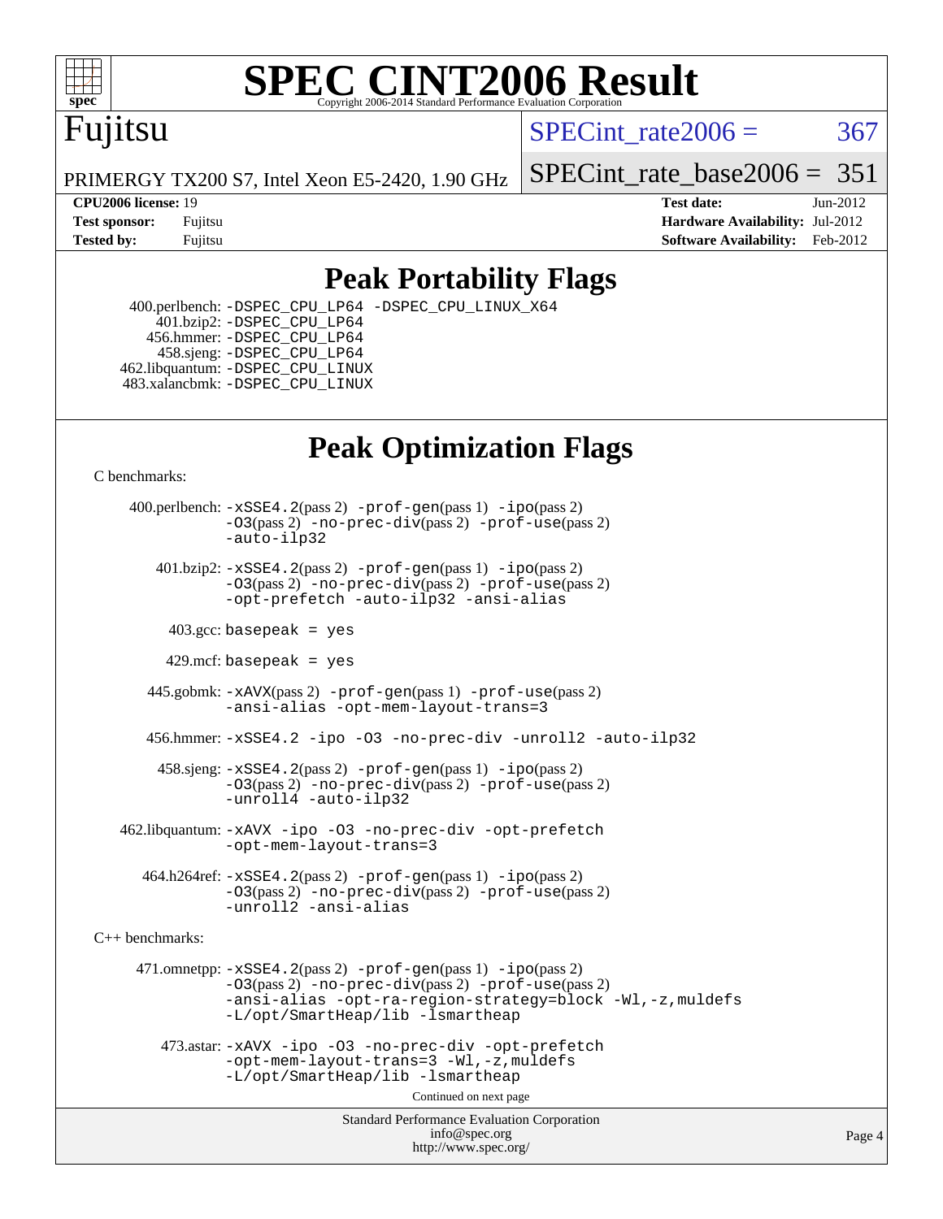# SPEC CINT2006 Result

Fujitsu

PRIMERGY TX200 S7, Intel Xeon E5-2420, 1.90 GHz

SPECint_rate2006 = 367

SPECint_rate_base2006 = 351

**CPU2006 license:** 19
**Test sponsor:** Fujitsu
**Tested by:** Fujitsu

**Test date:** Jun-2012
**Hardware Availability:** Jul-2012
**Software Availability:** Feb-2012

## Peak Portability Flags

400.perlbench: -DSPEC_CPU_LP64 -DSPEC_CPU_LINUX_X64
401.bzip2: -DSPEC_CPU_LP64
456.hmmer: -DSPEC_CPU_LP64
458.sjeng: -DSPEC_CPU_LP64
462.libquantum: -DSPEC_CPU_LINUX
483.xalancbmk: -DSPEC_CPU_LINUX

## Peak Optimization Flags

C benchmarks:

400.perlbench: -xSSE4.2(pass 2) -prof-gen(pass 1) -ipo(pass 2) -O3(pass 2) -no-prec-div(pass 2) -prof-use(pass 2) -auto-ilp32

401.bzip2: -xSSE4.2(pass 2) -prof-gen(pass 1) -ipo(pass 2) -O3(pass 2) -no-prec-div(pass 2) -prof-use(pass 2) -opt-prefetch -auto-ilp32 -ansi-alias

403.gcc: basepeak = yes

429.mcf: basepeak = yes

445.gobmk: -xAVX(pass 2) -prof-gen(pass 1) -prof-use(pass 2) -ansi-alias -opt-mem-layout-trans=3

456.hmmer: -xSSE4.2 -ipo -O3 -no-prec-div -unroll2 -auto-ilp32

458.sjeng: -xSSE4.2(pass 2) -prof-gen(pass 1) -ipo(pass 2) -O3(pass 2) -no-prec-div(pass 2) -prof-use(pass 2) -unroll4 -auto-ilp32

462.libquantum: -xAVX -ipo -O3 -no-prec-div -opt-prefetch -opt-mem-layout-trans=3

464.h264ref: -xSSE4.2(pass 2) -prof-gen(pass 1) -ipo(pass 2) -O3(pass 2) -no-prec-div(pass 2) -prof-use(pass 2) -unroll2 -ansi-alias

C++ benchmarks:

471.omnetpp: -xSSE4.2(pass 2) -prof-gen(pass 1) -ipo(pass 2) -O3(pass 2) -no-prec-div(pass 2) -prof-use(pass 2) -ansi-alias -opt-ra-region-strategy=block -Wl,-z,muldefs -L/opt/SmartHeap/lib -lsmartheap

473.astar: -xAVX -ipo -O3 -no-prec-div -opt-prefetch -opt-mem-layout-trans=3 -Wl,-z,muldefs -L/opt/SmartHeap/lib -lsmartheap

Continued on next page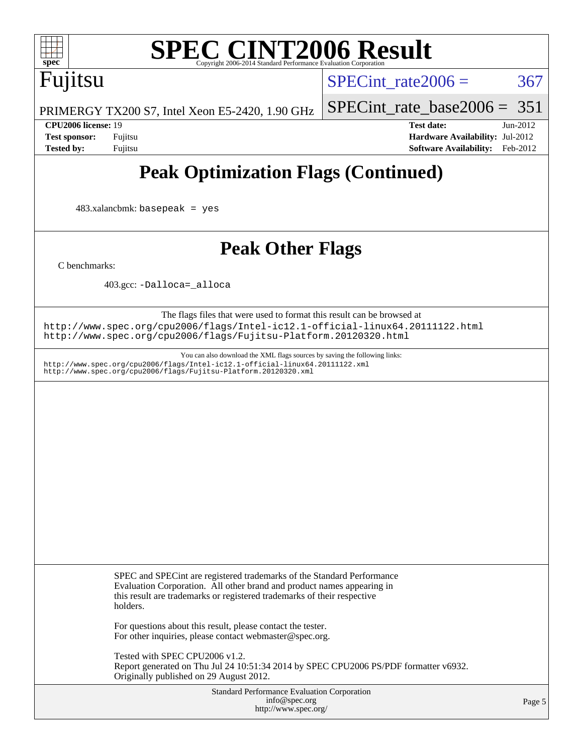# SPEC CINT2006 Result

Copyright 2006-2014 Standard Performance Evaluation Corporation

Fujitsu

PRIMERGY TX200 S7, Intel Xeon E5-2420, 1.90 GHz

SPECint_rate2006 = 367

SPECint_rate_base2006 = 351

| | | | |
|---|---|---|---|
| **CPU2006 license:** | 19 | **Test date:** | Jun-2012 |
| **Test sponsor:** | Fujitsu | **Hardware Availability:** | Jul-2012 |
| **Tested by:** | Fujitsu | **Software Availability:** | Feb-2012 |

## Peak Optimization Flags (Continued)

483.xalancbmk: basepeak = yes

## Peak Other Flags

C benchmarks:

403.gcc: -Dalloca=_alloca

The flags files that were used to format this result can be browsed at
http://www.spec.org/cpu2006/flags/Intel-ic12.1-official-linux64.20111122.html
http://www.spec.org/cpu2006/flags/Fujitsu-Platform.20120320.html

You can also download the XML flags sources by saving the following links:
http://www.spec.org/cpu2006/flags/Intel-ic12.1-official-linux64.20111122.xml
http://www.spec.org/cpu2006/flags/Fujitsu-Platform.20120320.xml

SPEC and SPECint are registered trademarks of the Standard Performance Evaluation Corporation. All other brand and product names appearing in this result are trademarks or registered trademarks of their respective holders.

For questions about this result, please contact the tester.
For other inquiries, please contact webmaster@spec.org.

Tested with SPEC CPU2006 v1.2.
Report generated on Thu Jul 24 10:51:34 2014 by SPEC CPU2006 PS/PDF formatter v6932.
Originally published on 29 August 2012.

Standard Performance Evaluation Corporation
info@spec.org
http://www.spec.org/